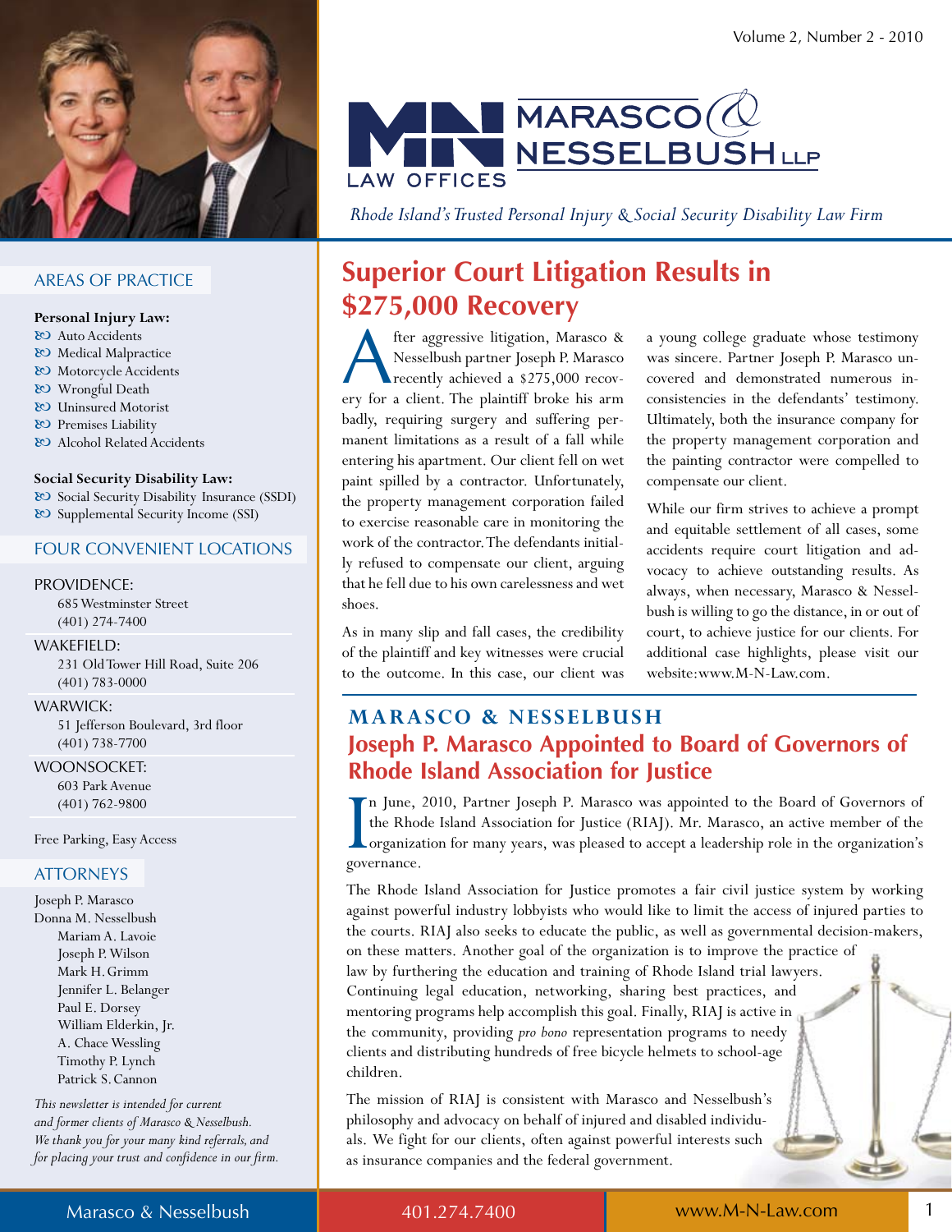# MARASCO & NESSELBUSH LLP

LAW OFFICES

*Rhode Island's Trusted Personal Injury & Social Security Disability Law Firm*

## AREAS OF PRACTICE

**Personal Injury Law:**

- Auto Accidents
- Medical Malpractice
- Motorcycle Accidents
- Wrongful Death
- Uninsured Motorist
- Premises Liability
- Alcohol Related Accidents

**Social Security Disability Law:**

- Social Security Disability Insurance (SSDI)
- Supplemental Security Income (SSI)

## FOUR CONVENIENT LOCATIONS

PROVIDENCE:
685 Westminster Street
(401) 274-7400

WAKEFIELD:
231 Old Tower Hill Road, Suite 206
(401) 783-0000

WARWICK:
51 Jefferson Boulevard, 3rd floor
(401) 738-7700

WOONSOCKET:
603 Park Avenue
(401) 762-9800

Free Parking, Easy Access

## ATTORNEYS

Joseph P. Marasco
Donna M. Nesselbush
Mariam A. Lavoie
Joseph P. Wilson
Mark H. Grimm
Jennifer L. Belanger
Paul E. Dorsey
William Elderkin, Jr.
A. Chace Wessling
Timothy P. Lynch
Patrick S. Cannon

*This newsletter is intended for current and former clients of Marasco & Nesselbush. We thank you for your many kind referrals, and for placing your trust and confidence in our firm.*

## Superior Court Litigation Results in $275,000 Recovery

After aggressive litigation, Marasco & Nesselbush partner Joseph P. Marasco recently achieved a $275,000 recovery for a client. The plaintiff broke his arm badly, requiring surgery and suffering permanent limitations as a result of a fall while entering his apartment. Our client fell on wet paint spilled by a contractor. Unfortunately, the property management corporation failed to exercise reasonable care in monitoring the work of the contractor. The defendants initially refused to compensate our client, arguing that he fell due to his own carelessness and wet shoes.

As in many slip and fall cases, the credibility of the plaintiff and key witnesses were crucial to the outcome. In this case, our client was a young college graduate whose testimony was sincere. Partner Joseph P. Marasco uncovered and demonstrated numerous inconsistencies in the defendants' testimony. Ultimately, both the insurance company for the property management corporation and the painting contractor were compelled to compensate our client.

While our firm strives to achieve a prompt and equitable settlement of all cases, some accidents require court litigation and advocacy to achieve outstanding results. As always, when necessary, Marasco & Nesselbush is willing to go the distance, in or out of court, to achieve justice for our clients. For additional case highlights, please visit our website:www.M-N-Law.com.

### MARASCO & NESSELBUSH

## Joseph P. Marasco Appointed to Board of Governors of Rhode Island Association for Justice

In June, 2010, Partner Joseph P. Marasco was appointed to the Board of Governors of the Rhode Island Association for Justice (RIAJ). Mr. Marasco, an active member of the organization for many years, was pleased to accept a leadership role in the organization's governance.

The Rhode Island Association for Justice promotes a fair civil justice system by working against powerful industry lobbyists who would like to limit the access of injured parties to the courts. RIAJ also seeks to educate the public, as well as governmental decision-makers, on these matters. Another goal of the organization is to improve the practice of law by furthering the education and training of Rhode Island trial lawyers. Continuing legal education, networking, sharing best practices, and mentoring programs help accomplish this goal. Finally, RIAJ is active in the community, providing *pro bono* representation programs to needy clients and distributing hundreds of free bicycle helmets to school-age children.

The mission of RIAJ is consistent with Marasco and Nesselbush's philosophy and advocacy on behalf of injured and disabled individuals. We fight for our clients, often against powerful interests such as insurance companies and the federal government.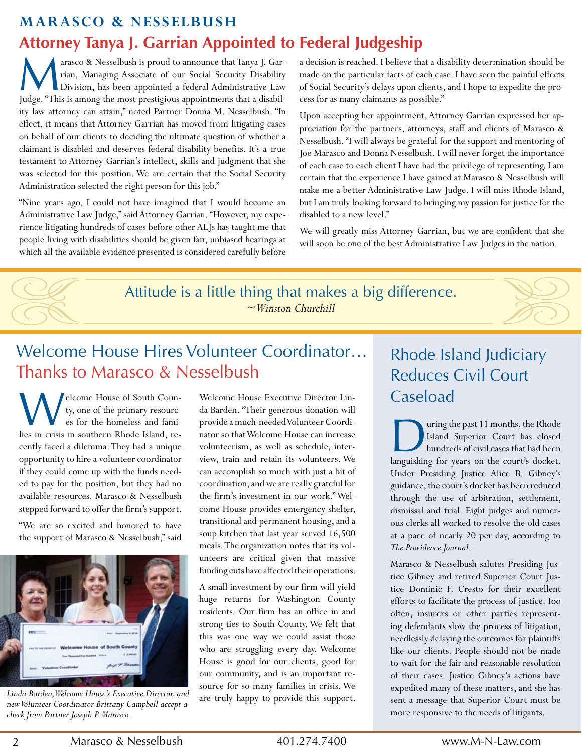## MARASCO & NESSELBUSH

# Attorney Tanya J. Garrian Appointed to Federal Judgeship

Marasco & Nesselbush is proud to announce that Tanya J. Garrian, Managing Associate of our Social Security Disability Division, has been appointed a federal Administrative Law Judge. "This is among the most prestigious appointments that a disability law attorney can attain," noted Partner Donna M. Nesselbush. "In effect, it means that Attorney Garrian has moved from litigating cases on behalf of our clients to deciding the ultimate question of whether a claimant is disabled and deserves federal disability benefits. It's a true testament to Attorney Garrian's intellect, skills and judgment that she was selected for this position. We are certain that the Social Security Administration selected the right person for this job."

"Nine years ago, I could not have imagined that I would become an Administrative Law Judge," said Attorney Garrian. "However, my experience litigating hundreds of cases before other ALJs has taught me that people living with disabilities should be given fair, unbiased hearings at which all the available evidence presented is considered carefully before a decision is reached. I believe that a disability determination should be made on the particular facts of each case. I have seen the painful effects of Social Security's delays upon clients, and I hope to expedite the process for as many claimants as possible."

Upon accepting her appointment, Attorney Garrian expressed her appreciation for the partners, attorneys, staff and clients of Marasco & Nesselbush. "I will always be grateful for the support and mentoring of Joe Marasco and Donna Nesselbush. I will never forget the importance of each case to each client I have had the privilege of representing. I am certain that the experience I have gained at Marasco & Nesselbush will make me a better Administrative Law Judge. I will miss Rhode Island, but I am truly looking forward to bringing my passion for justice for the disabled to a new level."

We will greatly miss Attorney Garrian, but we are confident that she will soon be one of the best Administrative Law Judges in the nation.

> Attitude is a little thing that makes a big difference.
> *~Winston Churchill*

## Welcome House Hires Volunteer Coordinator… Thanks to Marasco & Nesselbush

Welcome House of South County, one of the primary resources for the homeless and families in crisis in southern Rhode Island, recently faced a dilemma. They had a unique opportunity to hire a volunteer coordinator if they could come up with the funds needed to pay for the position, but they had no available resources. Marasco & Nesselbush stepped forward to offer the firm's support.

"We are so excited and honored to have the support of Marasco & Nesselbush," said Welcome House Executive Director Linda Barden. "Their generous donation will provide a much-needed Volunteer Coordinator so that Welcome House can increase volunteerism, as well as schedule, interview, train and retain its volunteers. We can accomplish so much with just a bit of coordination, and we are really grateful for the firm's investment in our work." Welcome House provides emergency shelter, transitional and permanent housing, and a soup kitchen that last year served 16,500 meals. The organization notes that its volunteers are critical given that massive funding cuts have affected their operations.

*Linda Barden, Welcome House's Executive Director, and new Volunteer Coordinator Brittany Campbell accept a check from Partner Joseph P. Marasco.*

A small investment by our firm will yield huge returns for Washington County residents. Our firm has an office in and strong ties to South County. We felt that this was one way we could assist those who are struggling every day. Welcome House is good for our clients, good for our community, and is an important resource for so many families in crisis. We are truly happy to provide this support.

## Rhode Island Judiciary Reduces Civil Court Caseload

During the past 11 months, the Rhode Island Superior Court has closed hundreds of civil cases that had been languishing for years on the court's docket. Under Presiding Justice Alice B. Gibney's guidance, the court's docket has been reduced through the use of arbitration, settlement, dismissal and trial. Eight judges and numerous clerks all worked to resolve the old cases at a pace of nearly 20 per day, according to *The Providence Journal*.

Marasco & Nesselbush salutes Presiding Justice Gibney and retired Superior Court Justice Dominic F. Cresto for their excellent efforts to facilitate the process of justice. Too often, insurers or other parties representing defendants slow the process of litigation, needlessly delaying the outcomes for plaintiffs like our clients. People should not be made to wait for the fair and reasonable resolution of their cases. Justice Gibney's actions have expedited many of these matters, and she has sent a message that Superior Court must be more responsive to the needs of litigants.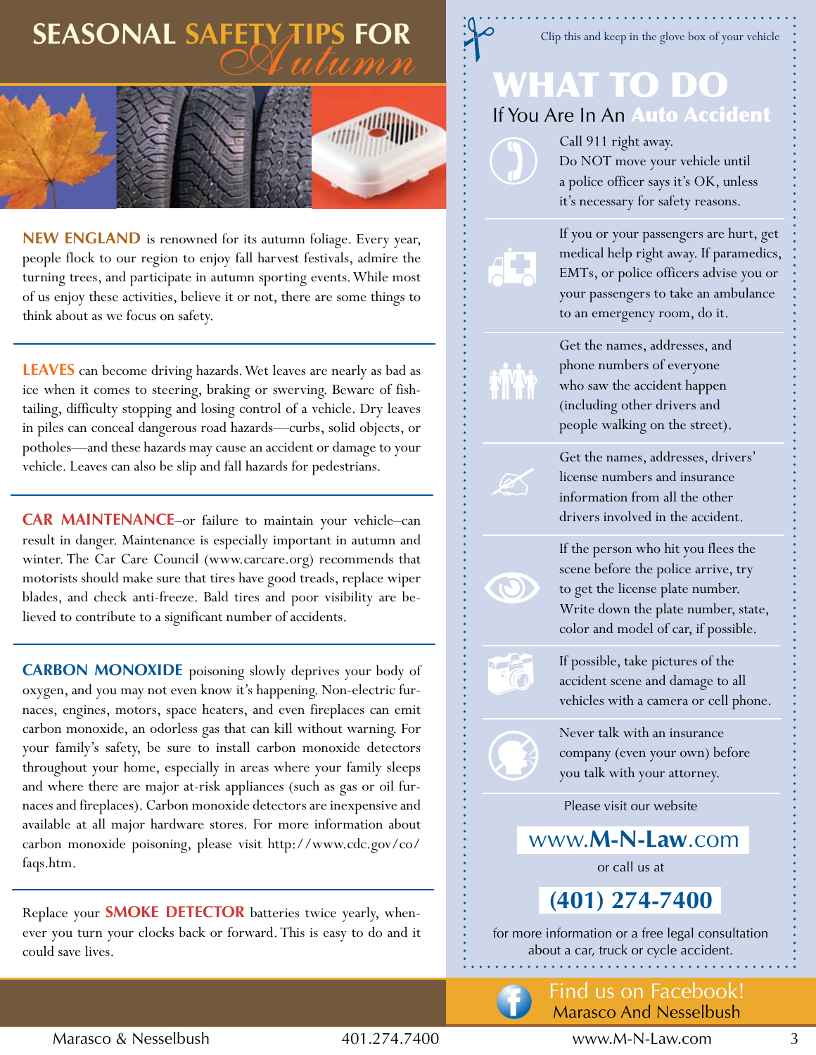# SEASONAL SAFETY TIPS FOR *Autumn*

**NEW ENGLAND** is renowned for its autumn foliage. Every year, people flock to our region to enjoy fall harvest festivals, admire the turning trees, and participate in autumn sporting events. While most of us enjoy these activities, believe it or not, there are some things to think about as we focus on safety.

**LEAVES** can become driving hazards. Wet leaves are nearly as bad as ice when it comes to steering, braking or swerving. Beware of fish-tailing, difficulty stopping and losing control of a vehicle. Dry leaves in piles can conceal dangerous road hazards—curbs, solid objects, or potholes—and these hazards may cause an accident or damage to your vehicle. Leaves can also be slip and fall hazards for pedestrians.

**CAR MAINTENANCE**–or failure to maintain your vehicle–can result in danger. Maintenance is especially important in autumn and winter. The Car Care Council (www.carcare.org) recommends that motorists should make sure that tires have good treads, replace wiper blades, and check anti-freeze. Bald tires and poor visibility are believed to contribute to a significant number of accidents.

**CARBON MONOXIDE** poisoning slowly deprives your body of oxygen, and you may not even know it's happening. Non-electric furnaces, engines, motors, space heaters, and even fireplaces can emit carbon monoxide, an odorless gas that can kill without warning. For your family's safety, be sure to install carbon monoxide detectors throughout your home, especially in areas where your family sleeps and where there are major at-risk appliances (such as gas or oil furnaces and fireplaces). Carbon monoxide detectors are inexpensive and available at all major hardware stores. For more information about carbon monoxide poisoning, please visit http://www.cdc.gov/co/faqs.htm.

Replace your **SMOKE DETECTOR** batteries twice yearly, whenever you turn your clocks back or forward. This is easy to do and it could save lives.

---

Clip this and keep in the glove box of your vehicle

## WHAT TO DO

### If You Are In An Auto Accident

Call 911 right away.
Do NOT move your vehicle until a police officer says it's OK, unless it's necessary for safety reasons.

If you or your passengers are hurt, get medical help right away. If paramedics, EMTs, or police officers advise you or your passengers to take an ambulance to an emergency room, do it.

Get the names, addresses, and phone numbers of everyone who saw the accident happen (including other drivers and people walking on the street).

Get the names, addresses, drivers' license numbers and insurance information from all the other drivers involved in the accident.

If the person who hit you flees the scene before the police arrive, try to get the license plate number. Write down the plate number, state, color and model of car, if possible.

If possible, take pictures of the accident scene and damage to all vehicles with a camera or cell phone.

Never talk with an insurance company (even your own) before you talk with your attorney.

Please visit our website

**www.M-N-Law.com**

or call us at

**(401) 274-7400**

for more information or a free legal consultation about a car, truck or cycle accident.

Find us on Facebook!
Marasco And Nesselbush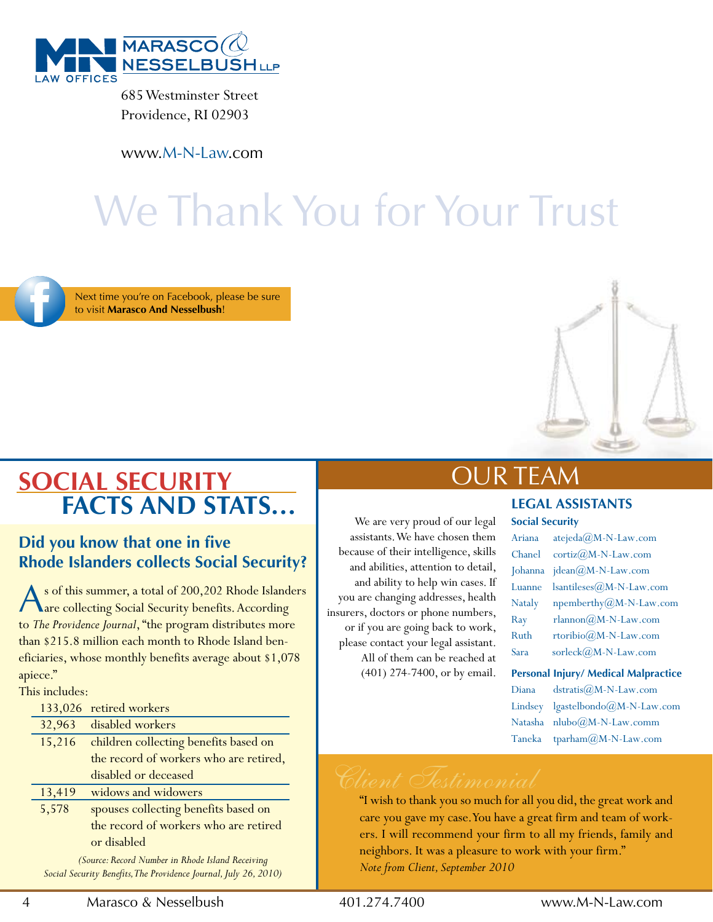MARASCO & NESSELBUSH LLP
LAW OFFICES

685 Westminster Street
Providence, RI 02903

www.M-N-Law.com

# We Thank You for Your Trust

Next time you're on Facebook, please be sure to visit **Marasco And Nesselbush**!

## SOCIAL SECURITY FACTS AND STATS...

### Did you know that one in five Rhode Islanders collects Social Security?

As of this summer, a total of 200,202 Rhode Islanders are collecting Social Security benefits. According to *The Providence Journal*, "the program distributes more than $215.8 million each month to Rhode Island beneficiaries, whose monthly benefits average about $1,078 apiece."

This includes:

| | |
|---|---|
| 133,026 | retired workers |
| 32,963 | disabled workers |
| 15,216 | children collecting benefits based on the record of workers who are retired, disabled or deceased |
| 13,419 | widows and widowers |
| 5,578 | spouses collecting benefits based on the record of workers who are retired or disabled |

*(Source: Record Number in Rhode Island Receiving Social Security Benefits, The Providence Journal, July 26, 2010)*

## OUR TEAM

We are very proud of our legal assistants. We have chosen them because of their intelligence, skills and abilities, attention to detail, and ability to help win cases. If you are changing addresses, health insurers, doctors or phone numbers, or if you are going back to work, please contact your legal assistant. All of them can be reached at (401) 274-7400, or by email.

### LEGAL ASSISTANTS

**Social Security**

| | |
|---|---|
| Ariana | atejeda@M-N-Law.com |
| Chanel | cortiz@M-N-Law.com |
| Johanna | jdean@M-N-Law.com |
| Luanne | lsantileses@M-N-Law.com |
| Nataly | npemberthy@M-N-Law.com |
| Ray | rlannon@M-N-Law.com |
| Ruth | rtoribio@M-N-Law.com |
| Sara | sorleck@M-N-Law.com |

**Personal Injury/ Medical Malpractice**

| | |
|---|---|
| Diana | dstratis@M-N-Law.com |
| Lindsey | lgastelbondo@M-N-Law.com |
| Natasha | nlubo@M-N-Law.comm |
| Taneka | tparham@M-N-Law.com |

### Client Testimonial

"I wish to thank you so much for all you did, the great work and care you gave my case. You have a great firm and team of workers. I will recommend your firm to all my friends, family and neighbors. It was a pleasure to work with your firm."
*Note from Client, September 2010*